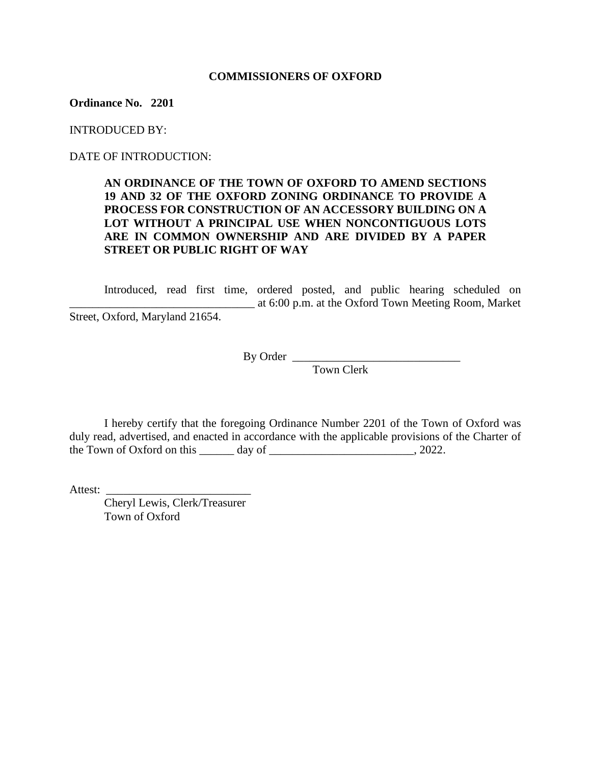**COMMISSIONERS OF OXFORD**

**Ordinance No. 2201**

INTRODUCED BY:

DATE OF INTRODUCTION:

**AN ORDINANCE OF THE TOWN OF OXFORD TO AMEND SECTIONS 19 AND 32 OF THE OXFORD ZONING ORDINANCE TO PROVIDE A PROCESS FOR CONSTRUCTION OF AN ACCESSORY BUILDING ON A LOT WITHOUT A PRINCIPAL USE WHEN NONCONTIGUOUS LOTS ARE IN COMMON OWNERSHIP AND ARE DIVIDED BY A PAPER STREET OR PUBLIC RIGHT OF WAY**

Introduced, read first time, ordered posted, and public hearing scheduled on _________________________________ at 6:00 p.m. at the Oxford Town Meeting Room, Market Street, Oxford, Maryland 21654.

By Order ______________________________
Town Clerk

I hereby certify that the foregoing Ordinance Number 2201 of the Town of Oxford was duly read, advertised, and enacted in accordance with the applicable provisions of the Charter of the Town of Oxford on this ______ day of _________________________, 2022.

Attest: _________________________
Cheryl Lewis, Clerk/Treasurer
Town of Oxford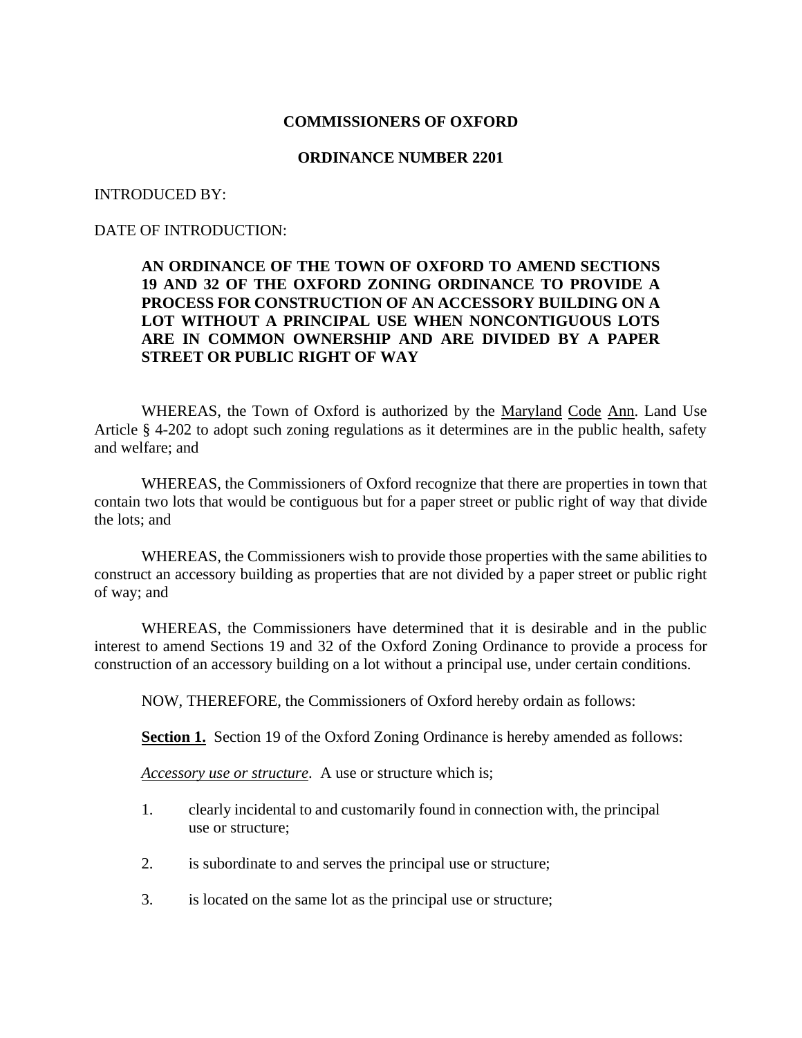**COMMISSIONERS OF OXFORD**

**ORDINANCE NUMBER 2201**

INTRODUCED BY:

DATE OF INTRODUCTION:

**AN ORDINANCE OF THE TOWN OF OXFORD TO AMEND SECTIONS 19 AND 32 OF THE OXFORD ZONING ORDINANCE TO PROVIDE A PROCESS FOR CONSTRUCTION OF AN ACCESSORY BUILDING ON A LOT WITHOUT A PRINCIPAL USE WHEN NONCONTIGUOUS LOTS ARE IN COMMON OWNERSHIP AND ARE DIVIDED BY A PAPER STREET OR PUBLIC RIGHT OF WAY**

WHEREAS, the Town of Oxford is authorized by the Maryland Code Ann. Land Use Article § 4-202 to adopt such zoning regulations as it determines are in the public health, safety and welfare; and

WHEREAS, the Commissioners of Oxford recognize that there are properties in town that contain two lots that would be contiguous but for a paper street or public right of way that divide the lots; and

WHEREAS, the Commissioners wish to provide those properties with the same abilities to construct an accessory building as properties that are not divided by a paper street or public right of way; and

WHEREAS, the Commissioners have determined that it is desirable and in the public interest to amend Sections 19 and 32 of the Oxford Zoning Ordinance to provide a process for construction of an accessory building on a lot without a principal use, under certain conditions.

NOW, THEREFORE, the Commissioners of Oxford hereby ordain as follows:

**Section 1.** Section 19 of the Oxford Zoning Ordinance is hereby amended as follows:

*Accessory use or structure*. A use or structure which is;

1. clearly incidental to and customarily found in connection with, the principal use or structure;

2. is subordinate to and serves the principal use or structure;

3. is located on the same lot as the principal use or structure;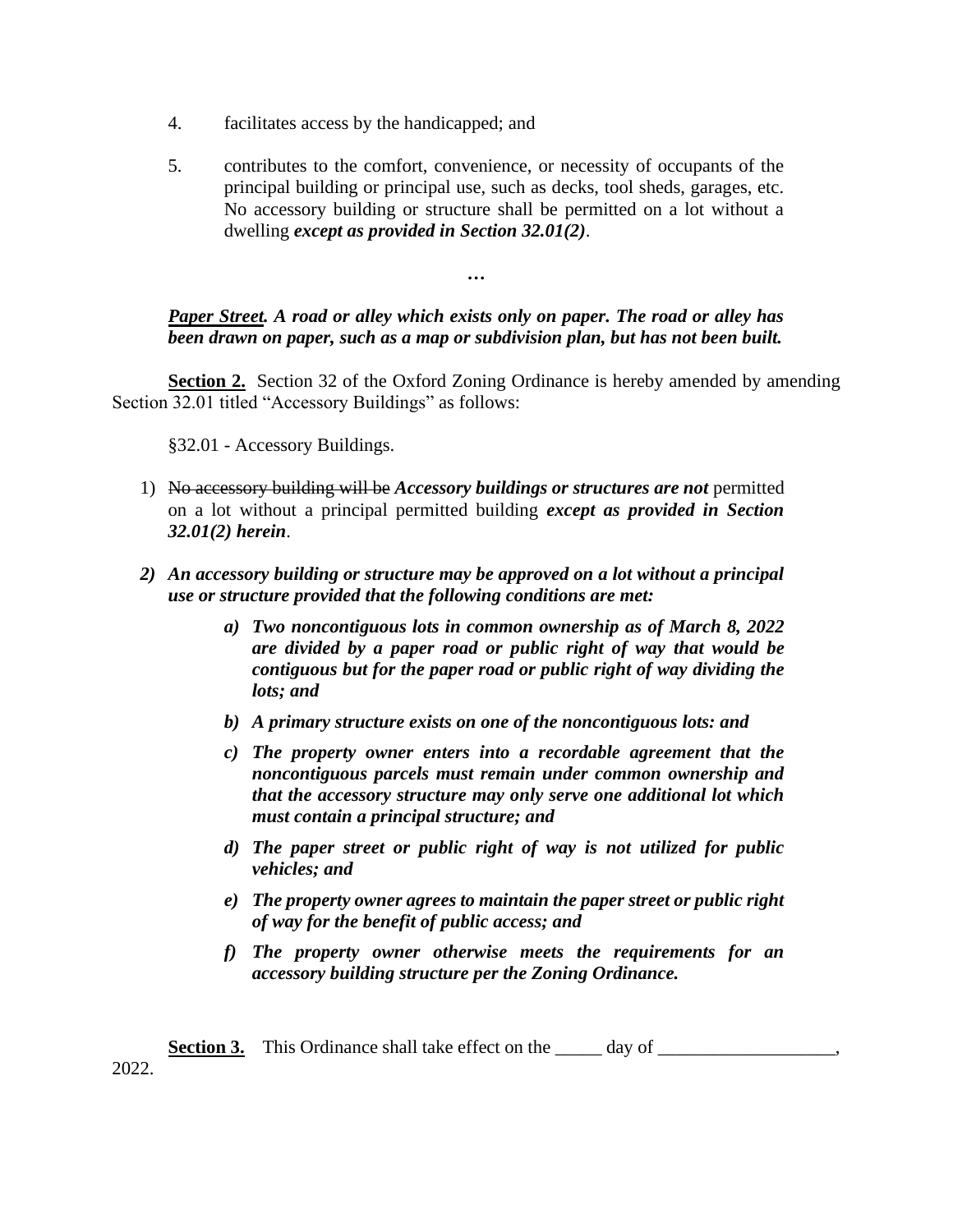4. facilitates access by the handicapped; and

5. contributes to the comfort, convenience, or necessity of occupants of the principal building or principal use, such as decks, tool sheds, garages, etc. No accessory building or structure shall be permitted on a lot without a dwelling ***except as provided in Section 32.01(2)***.

***…***

***<u>Paper Street</u>. A road or alley which exists only on paper. The road or alley has been drawn on paper, such as a map or subdivision plan, but has not been built.***

**<u>Section 2.</u>** Section 32 of the Oxford Zoning Ordinance is hereby amended by amending Section 32.01 titled "Accessory Buildings" as follows:

§32.01 - Accessory Buildings.

1) ~~No accessory building will be~~ ***Accessory buildings or structures are not*** permitted on a lot without a principal permitted building ***except as provided in Section 32.01(2) herein***.

2) ***An accessory building or structure may be approved on a lot without a principal use or structure provided that the following conditions are met:***

    a) ***Two noncontiguous lots in common ownership as of March 8, 2022 are divided by a paper road or public right of way that would be contiguous but for the paper road or public right of way dividing the lots; and***

    b) ***A primary structure exists on one of the noncontiguous lots: and***

    c) ***The property owner enters into a recordable agreement that the noncontiguous parcels must remain under common ownership and that the accessory structure may only serve one additional lot which must contain a principal structure; and***

    d) ***The paper street or public right of way is not utilized for public vehicles; and***

    e) ***The property owner agrees to maintain the paper street or public right of way for the benefit of public access; and***

    f) ***The property owner otherwise meets the requirements for an accessory building structure per the Zoning Ordinance.***

**<u>Section 3.</u>** This Ordinance shall take effect on the _____ day of ___________________, 2022.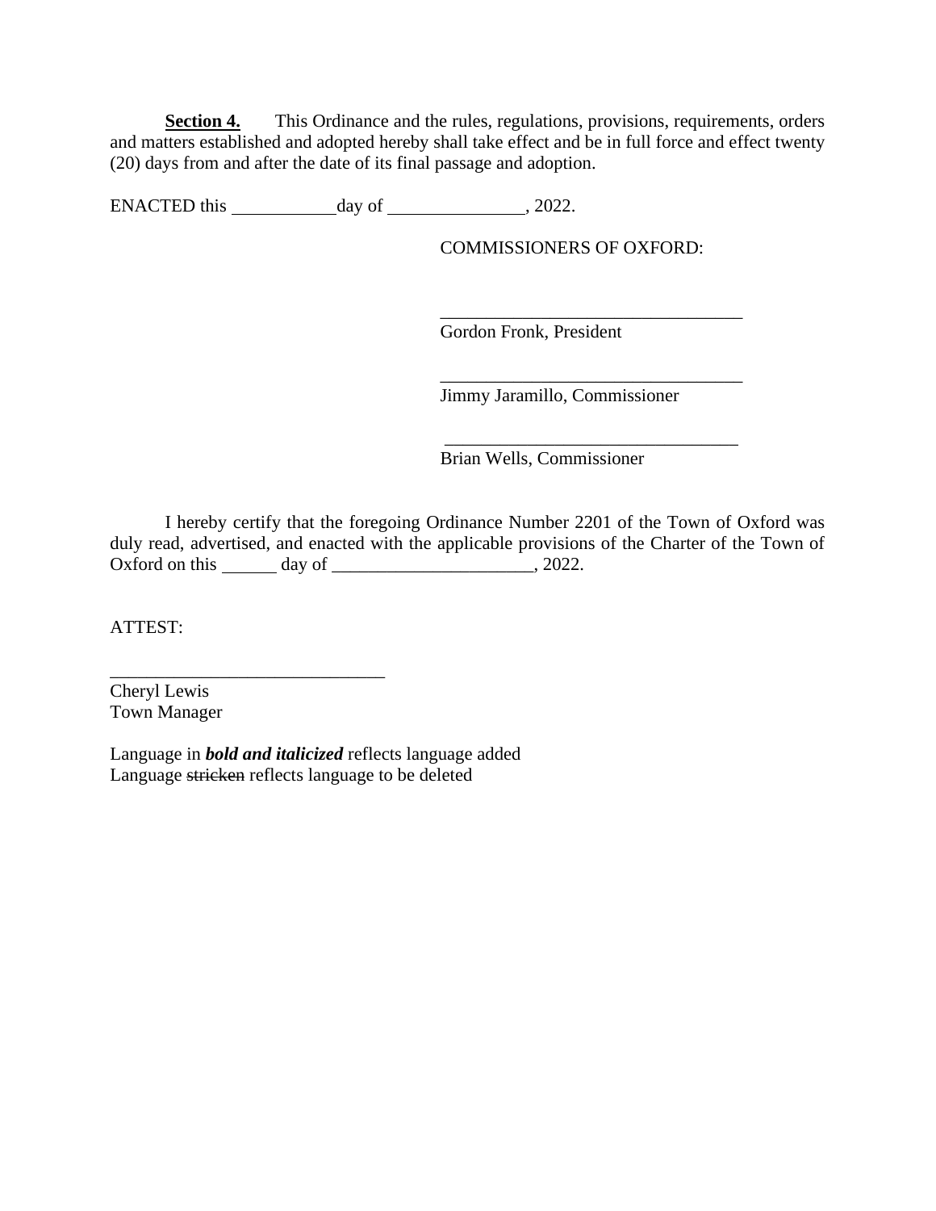**<u>Section 4.</u>** This Ordinance and the rules, regulations, provisions, requirements, orders and matters established and adopted hereby shall take effect and be in full force and effect twenty (20) days from and after the date of its final passage and adoption.

ENACTED this \_\_\_\_\_\_\_\_\_\_\_\_day of \_\_\_\_\_\_\_\_\_\_\_\_\_\_\_\_, 2022.

COMMISSIONERS OF OXFORD:

\_\_\_\_\_\_\_\_\_\_\_\_\_\_\_\_\_\_\_\_\_\_\_\_\_\_\_\_\_\_\_\_\_\_
Gordon Fronk, President

\_\_\_\_\_\_\_\_\_\_\_\_\_\_\_\_\_\_\_\_\_\_\_\_\_\_\_\_\_\_\_\_\_\_
Jimmy Jaramillo, Commissioner

\_\_\_\_\_\_\_\_\_\_\_\_\_\_\_\_\_\_\_\_\_\_\_\_\_\_\_\_\_\_\_\_\_\_
Brian Wells, Commissioner

I hereby certify that the foregoing Ordinance Number 2201 of the Town of Oxford was duly read, advertised, and enacted with the applicable provisions of the Charter of the Town of Oxford on this \_\_\_\_\_\_ day of \_\_\_\_\_\_\_\_\_\_\_\_\_\_\_\_\_\_\_\_\_\_, 2022.

ATTEST:

\_\_\_\_\_\_\_\_\_\_\_\_\_\_\_\_\_\_\_\_\_\_\_\_\_\_\_\_\_\_\_
Cheryl Lewis
Town Manager

Language in ***bold and italicized*** reflects language added
Language ~~stricken~~ reflects language to be deleted